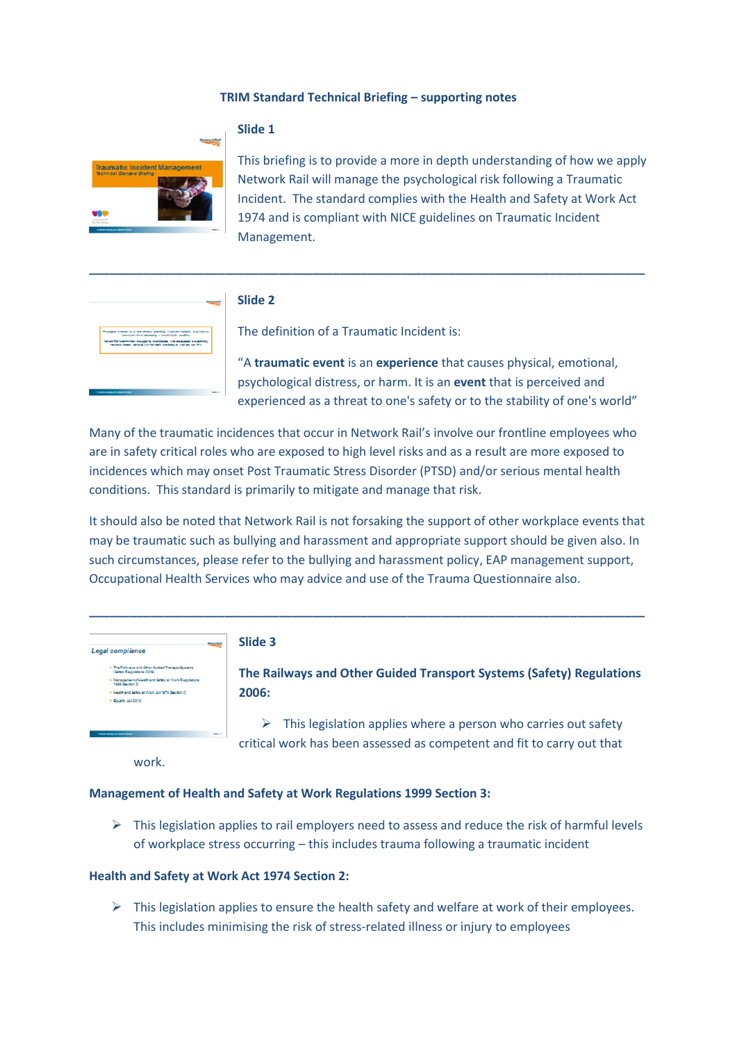# TRIM Standard Technical Briefing – supporting notes

## Slide 1

This briefing is to provide a more in depth understanding of how we apply Network Rail will manage the psychological risk following a Traumatic Incident. The standard complies with the Health and Safety at Work Act 1974 and is compliant with NICE guidelines on Traumatic Incident Management.

---

## Slide 2

The definition of a Traumatic Incident is:

"A **traumatic event** is an **experience** that causes physical, emotional, psychological distress, or harm. It is an **event** that is perceived and experienced as a threat to one's safety or to the stability of one's world"

Many of the traumatic incidences that occur in Network Rail's involve our frontline employees who are in safety critical roles who are exposed to high level risks and as a result are more exposed to incidences which may onset Post Traumatic Stress Disorder (PTSD) and/or serious mental health conditions. This standard is primarily to mitigate and manage that risk.

It should also be noted that Network Rail is not forsaking the support of other workplace events that may be traumatic such as bullying and harassment and appropriate support should be given also. In such circumstances, please refer to the bullying and harassment policy, EAP management support, Occupational Health Services who may advice and use of the Trauma Questionnaire also.

---

## Slide 3

**The Railways and Other Guided Transport Systems (Safety) Regulations 2006:**

- This legislation applies where a person who carries out safety critical work has been assessed as competent and fit to carry out that work.

**Management of Health and Safety at Work Regulations 1999 Section 3:**

- This legislation applies to rail employers need to assess and reduce the risk of harmful levels of workplace stress occurring – this includes trauma following a traumatic incident

**Health and Safety at Work Act 1974 Section 2:**

- This legislation applies to ensure the health safety and welfare at work of their employees. This includes minimising the risk of stress-related illness or injury to employees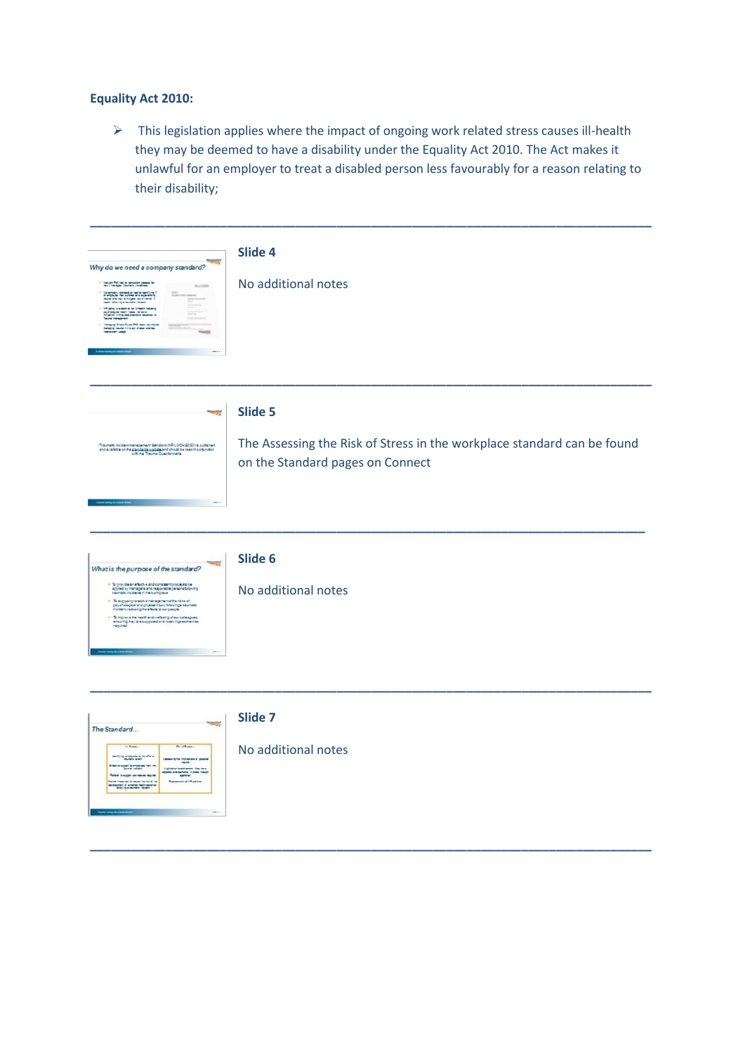**Equality Act 2010:**

- This legislation applies where the impact of ongoing work related stress causes ill-health they may be deemed to have a disability under the Equality Act 2010. The Act makes it unlawful for an employer to treat a disabled person less favourably for a reason relating to their disability;

---

**Slide 4**

No additional notes

---

**Slide 5**

The Assessing the Risk of Stress in the workplace standard can be found on the Standard pages on Connect

---

**Slide 6**

No additional notes

---

**Slide 7**

No additional notes

---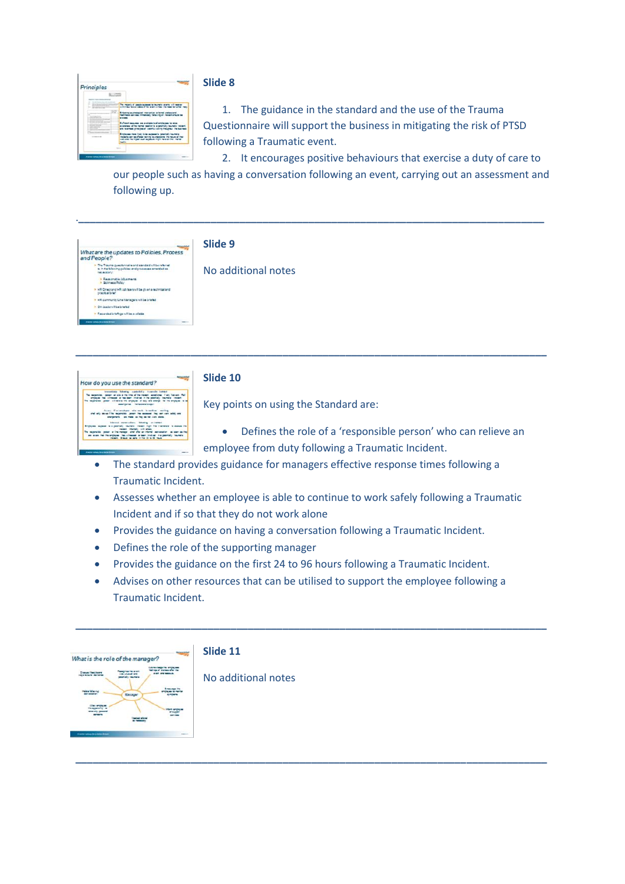**Slide 8**

1. The guidance in the standard and the use of the Trauma Questionnaire will support the business in mitigating the risk of PTSD following a Traumatic event.
2. It encourages positive behaviours that exercise a duty of care to our people such as having a conversation following an event, carrying out an assessment and following up.

---

**Slide 9**

No additional notes

---

**Slide 10**

Key points on using the Standard are:

- Defines the role of a 'responsible person' who can relieve an employee from duty following a Traumatic Incident.
- The standard provides guidance for managers effective response times following a Traumatic Incident.
- Assesses whether an employee is able to continue to work safely following a Traumatic Incident and if so that they do not work alone
- Provides the guidance on having a conversation following a Traumatic Incident.
- Defines the role of the supporting manager
- Provides the guidance on the first 24 to 96 hours following a Traumatic Incident.
- Advises on other resources that can be utilised to support the employee following a Traumatic Incident.

---

**Slide 11**

No additional notes

---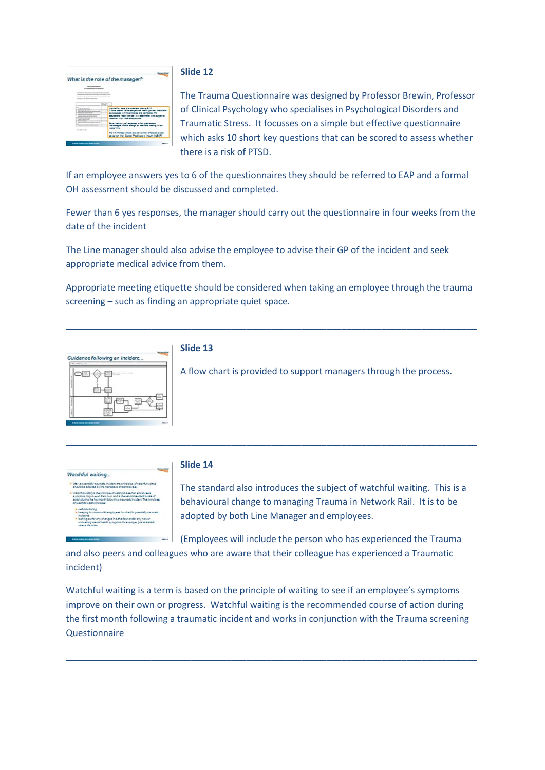**Slide 12**

The Trauma Questionnaire was designed by Professor Brewin, Professor of Clinical Psychology who specialises in Psychological Disorders and Traumatic Stress. It focusses on a simple but effective questionnaire which asks 10 short key questions that can be scored to assess whether there is a risk of PTSD.

If an employee answers yes to 6 of the questionnaires they should be referred to EAP and a formal OH assessment should be discussed and completed.

Fewer than 6 yes responses, the manager should carry out the questionnaire in four weeks from the date of the incident

The Line manager should also advise the employee to advise their GP of the incident and seek appropriate medical advice from them.

Appropriate meeting etiquette should be considered when taking an employee through the trauma screening – such as finding an appropriate quiet space.

---

**Slide 13**

A flow chart is provided to support managers through the process.

---

**Slide 14**

The standard also introduces the subject of watchful waiting. This is a behavioural change to managing Trauma in Network Rail. It is to be adopted by both Line Manager and employees.

(Employees will include the person who has experienced the Trauma and also peers and colleagues who are aware that their colleague has experienced a Traumatic incident)

Watchful waiting is a term is based on the principle of waiting to see if an employee's symptoms improve on their own or progress. Watchful waiting is the recommended course of action during the first month following a traumatic incident and works in conjunction with the Trauma screening Questionnaire

---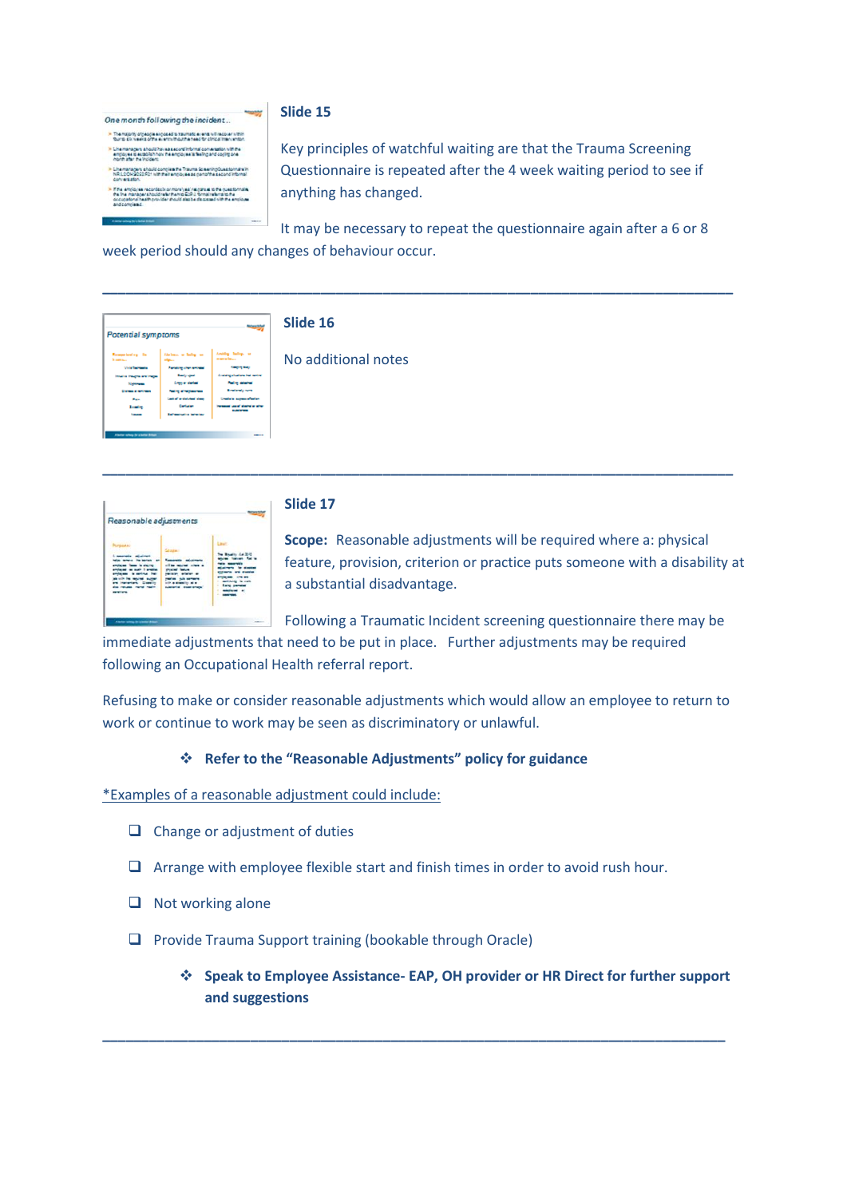### Slide 15

Key principles of watchful waiting are that the Trauma Screening Questionnaire is repeated after the 4 week waiting period to see if anything has changed.

It may be necessary to repeat the questionnaire again after a 6 or 8 week period should any changes of behaviour occur.

---

### Slide 16

No additional notes

---

### Slide 17

**Scope:** Reasonable adjustments will be required where a: physical feature, provision, criterion or practice puts someone with a disability at a substantial disadvantage.

Following a Traumatic Incident screening questionnaire there may be immediate adjustments that need to be put in place. Further adjustments may be required following an Occupational Health referral report.

Refusing to make or consider reasonable adjustments which would allow an employee to return to work or continue to work may be seen as discriminatory or unlawful.

- **Refer to the "Reasonable Adjustments" policy for guidance**

<u>*Examples of a reasonable adjustment could include:</u>

- ❑ Change or adjustment of duties
- ❑ Arrange with employee flexible start and finish times in order to avoid rush hour.
- ❑ Not working alone
- ❑ Provide Trauma Support training (bookable through Oracle)

- **Speak to Employee Assistance- EAP, OH provider or HR Direct for further support and suggestions**

---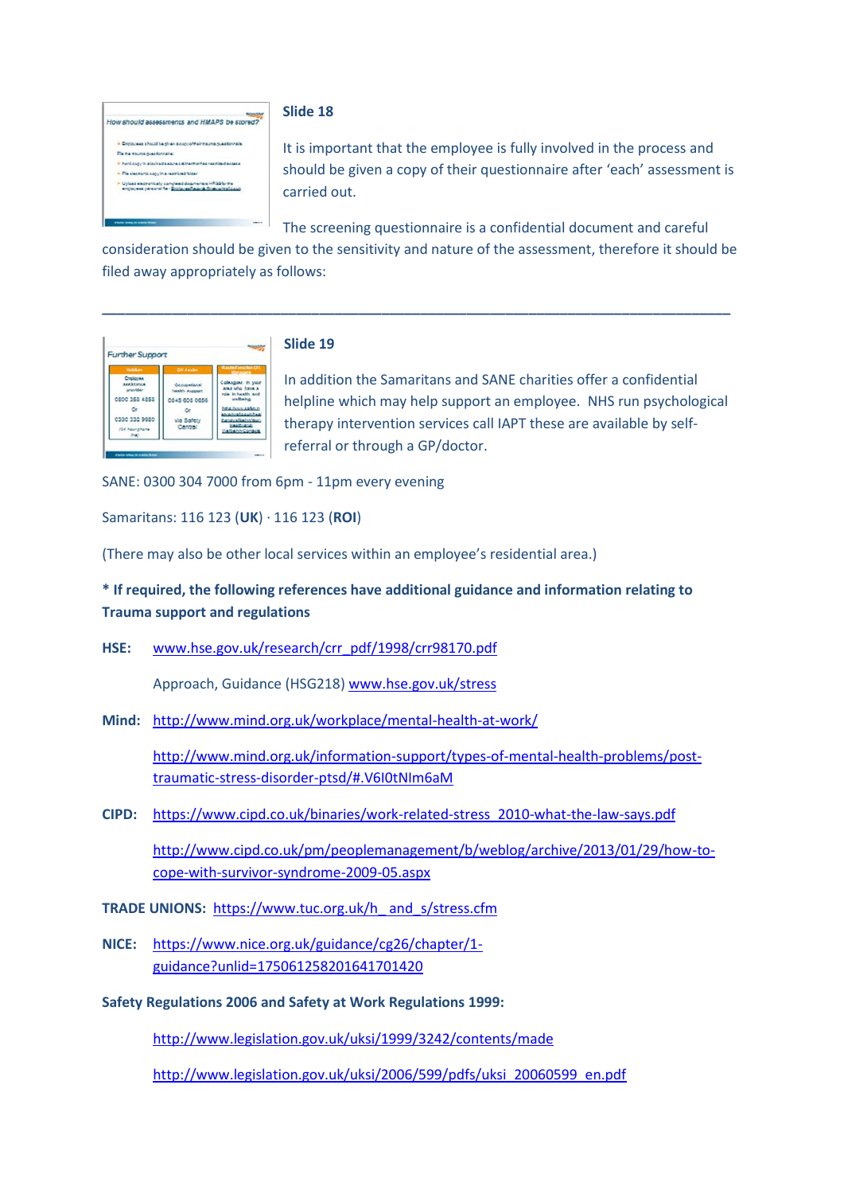### Slide 18

It is important that the employee is fully involved in the process and should be given a copy of their questionnaire after 'each' assessment is carried out.

The screening questionnaire is a confidential document and careful consideration should be given to the sensitivity and nature of the assessment, therefore it should be filed away appropriately as follows:

---

### Slide 19

In addition the Samaritans and SANE charities offer a confidential helpline which may help support an employee. NHS run psychological therapy intervention services call IAPT these are available by self-referral or through a GP/doctor.

SANE: 0300 304 7000 from 6pm - 11pm every evening

Samaritans: 116 123 (**UK**) · 116 123 (**ROI**)

(There may also be other local services within an employee's residential area.)

**\* If required, the following references have additional guidance and information relating to Trauma support and regulations**

**HSE:** www.hse.gov.uk/research/crr_pdf/1998/crr98170.pdf

Approach, Guidance (HSG218) www.hse.gov.uk/stress

**Mind:** http://www.mind.org.uk/workplace/mental-health-at-work/

http://www.mind.org.uk/information-support/types-of-mental-health-problems/post-traumatic-stress-disorder-ptsd/#.V6I0tNIm6aM

**CIPD:** https://www.cipd.co.uk/binaries/work-related-stress_2010-what-the-law-says.pdf

http://www.cipd.co.uk/pm/peoplemanagement/b/weblog/archive/2013/01/29/how-to-cope-with-survivor-syndrome-2009-05.aspx

**TRADE UNIONS:** https://www.tuc.org.uk/h_and_s/stress.cfm

**NICE:** https://www.nice.org.uk/guidance/cg26/chapter/1-guidance?unlid=175061258201641701420

**Safety Regulations 2006 and Safety at Work Regulations 1999:**

http://www.legislation.gov.uk/uksi/1999/3242/contents/made

http://www.legislation.gov.uk/uksi/2006/599/pdfs/uksi_20060599_en.pdf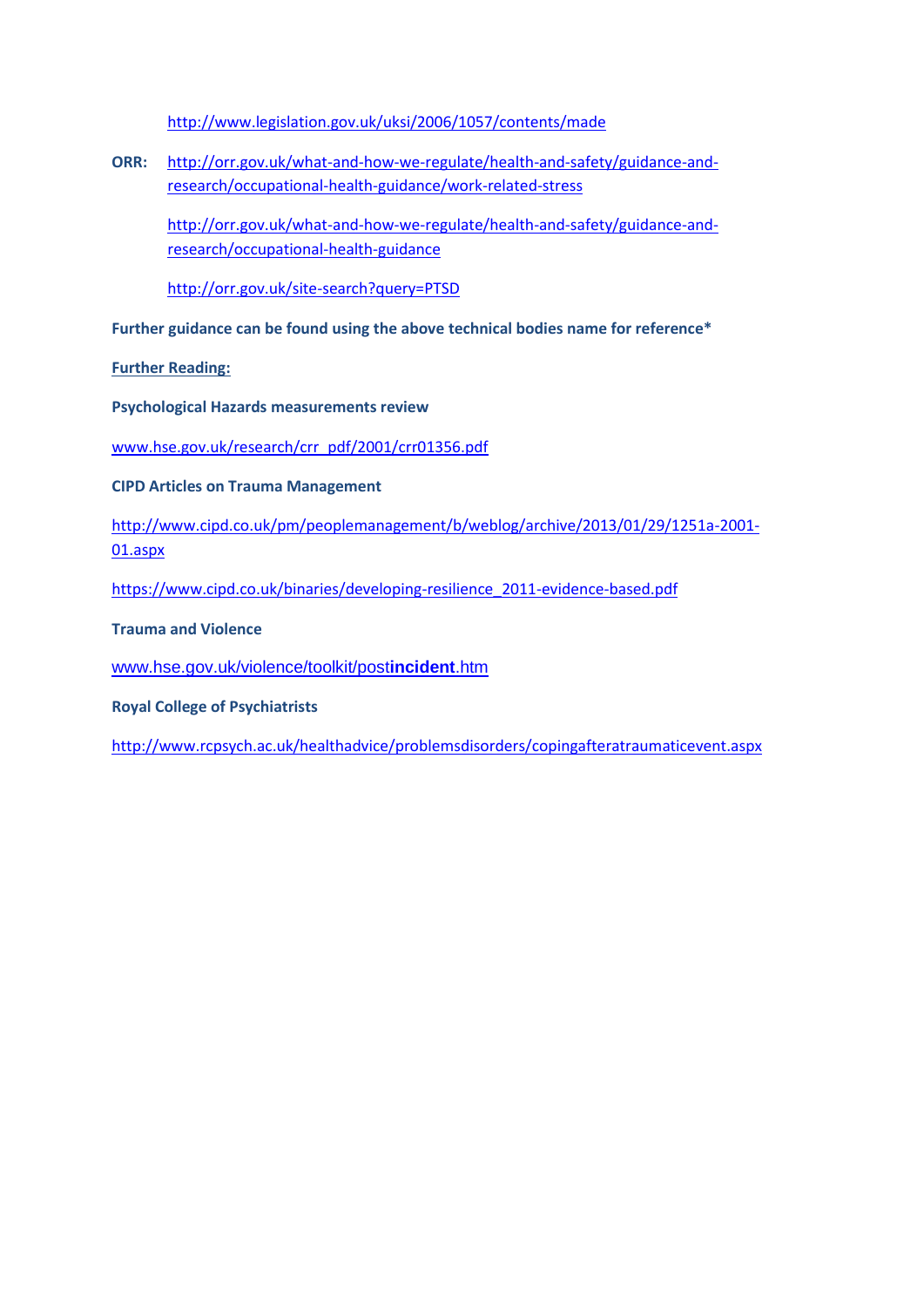http://www.legislation.gov.uk/uksi/2006/1057/contents/made

**ORR:** http://orr.gov.uk/what-and-how-we-regulate/health-and-safety/guidance-and-research/occupational-health-guidance/work-related-stress

http://orr.gov.uk/what-and-how-we-regulate/health-and-safety/guidance-and-research/occupational-health-guidance

http://orr.gov.uk/site-search?query=PTSD

**Further guidance can be found using the above technical bodies name for reference***

**Further Reading:**

**Psychological Hazards measurements review**

www.hse.gov.uk/research/crr_pdf/2001/crr01356.pdf

**CIPD Articles on Trauma Management**

http://www.cipd.co.uk/pm/peoplemanagement/b/weblog/archive/2013/01/29/1251a-2001-01.aspx

https://www.cipd.co.uk/binaries/developing-resilience_2011-evidence-based.pdf

**Trauma and Violence**

www.hse.gov.uk/violence/toolkit/postincident.htm

**Royal College of Psychiatrists**

http://www.rcpsych.ac.uk/healthadvice/problemsdisorders/copingafteratraumaticevent.aspx